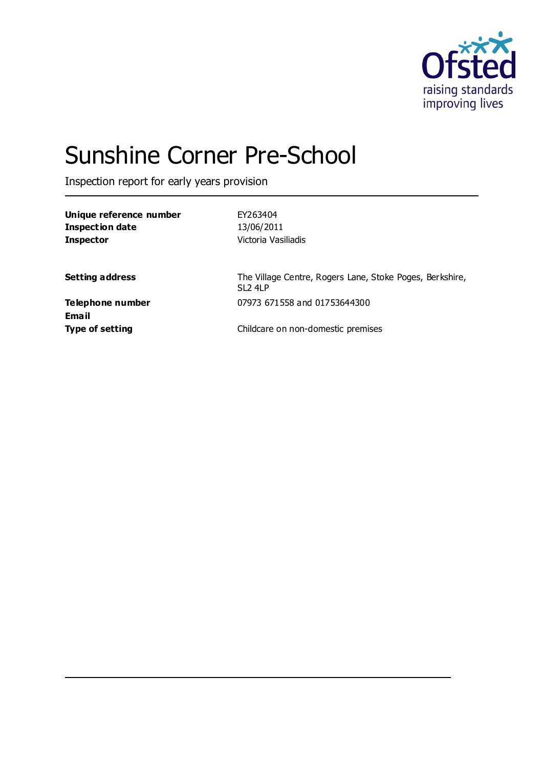Ofsted
raising standards
improving lives

# Sunshine Corner Pre-School

Inspection report for early years provision

| | |
|---|---|
| **Unique reference number** | EY263404 |
| **Inspection date** | 13/06/2011 |
| **Inspector** | Victoria Vasiliadis |
| | |
| **Setting address** | The Village Centre, Rogers Lane, Stoke Poges, Berkshire, SL2 4LP |
| **Telephone number** | 07973 671558 and 01753644300 |
| **Email** | |
| **Type of setting** | Childcare on non-domestic premises |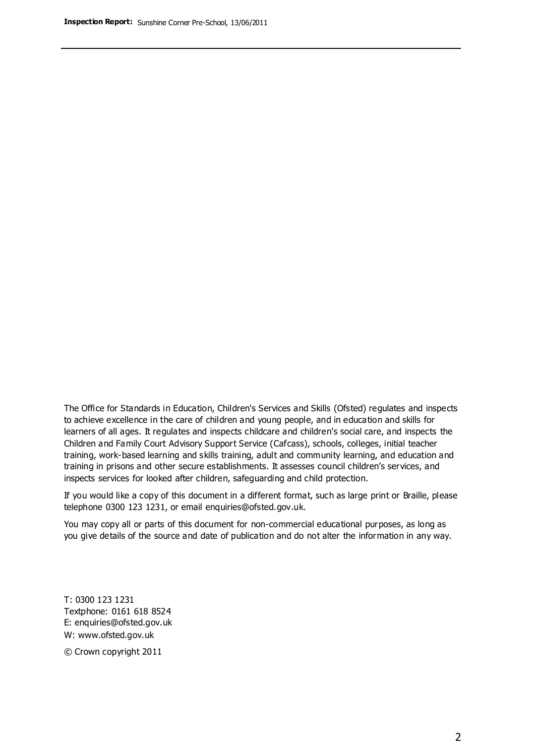The Office for Standards in Education, Children's Services and Skills (Ofsted) regulates and inspects to achieve excellence in the care of children and young people, and in education and skills for learners of all ages. It regulates and inspects childcare and children's social care, and inspects the Children and Family Court Advisory Support Service (Cafcass), schools, colleges, initial teacher training, work-based learning and skills training, adult and community learning, and education and training in prisons and other secure establishments. It assesses council children's services, and inspects services for looked after children, safeguarding and child protection.

If you would like a copy of this document in a different format, such as large print or Braille, please telephone 0300 123 1231, or email enquiries@ofsted.gov.uk.

You may copy all or parts of this document for non-commercial educational purposes, as long as you give details of the source and date of publication and do not alter the information in any way.

T: 0300 123 1231
Textphone: 0161 618 8524
E: enquiries@ofsted.gov.uk
W: www.ofsted.gov.uk

© Crown copyright 2011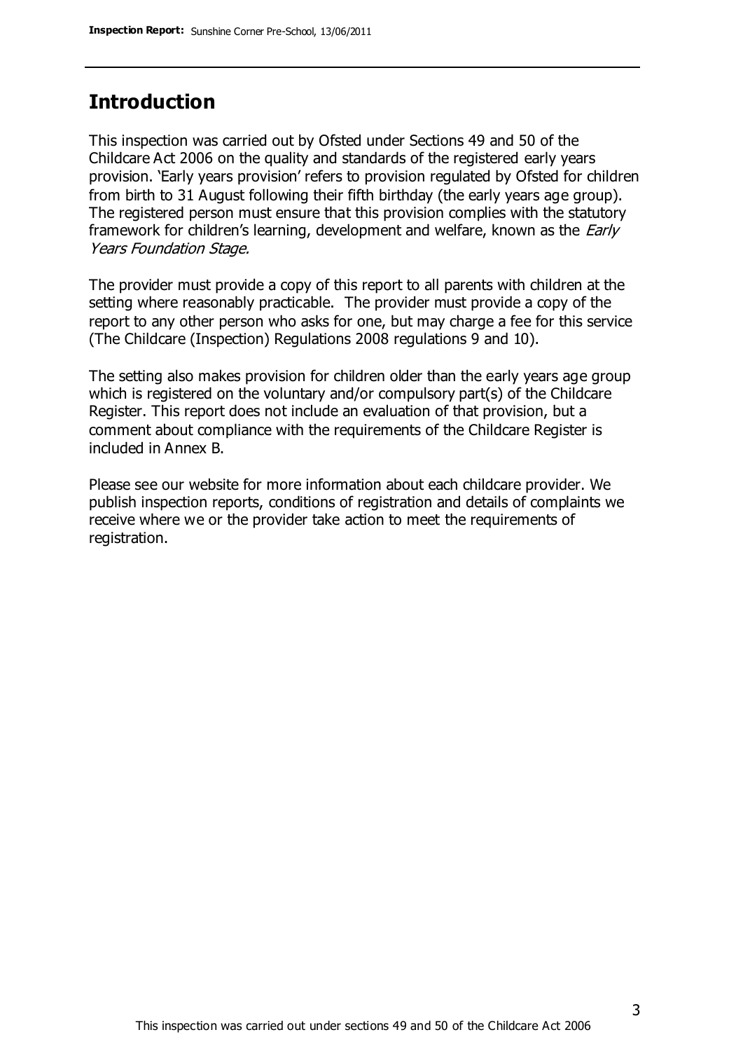## Introduction

This inspection was carried out by Ofsted under Sections 49 and 50 of the Childcare Act 2006 on the quality and standards of the registered early years provision. 'Early years provision' refers to provision regulated by Ofsted for children from birth to 31 August following their fifth birthday (the early years age group). The registered person must ensure that this provision complies with the statutory framework for children's learning, development and welfare, known as the *Early Years Foundation Stage.*

The provider must provide a copy of this report to all parents with children at the setting where reasonably practicable. The provider must provide a copy of the report to any other person who asks for one, but may charge a fee for this service (The Childcare (Inspection) Regulations 2008 regulations 9 and 10).

The setting also makes provision for children older than the early years age group which is registered on the voluntary and/or compulsory part(s) of the Childcare Register. This report does not include an evaluation of that provision, but a comment about compliance with the requirements of the Childcare Register is included in Annex B.

Please see our website for more information about each childcare provider. We publish inspection reports, conditions of registration and details of complaints we receive where we or the provider take action to meet the requirements of registration.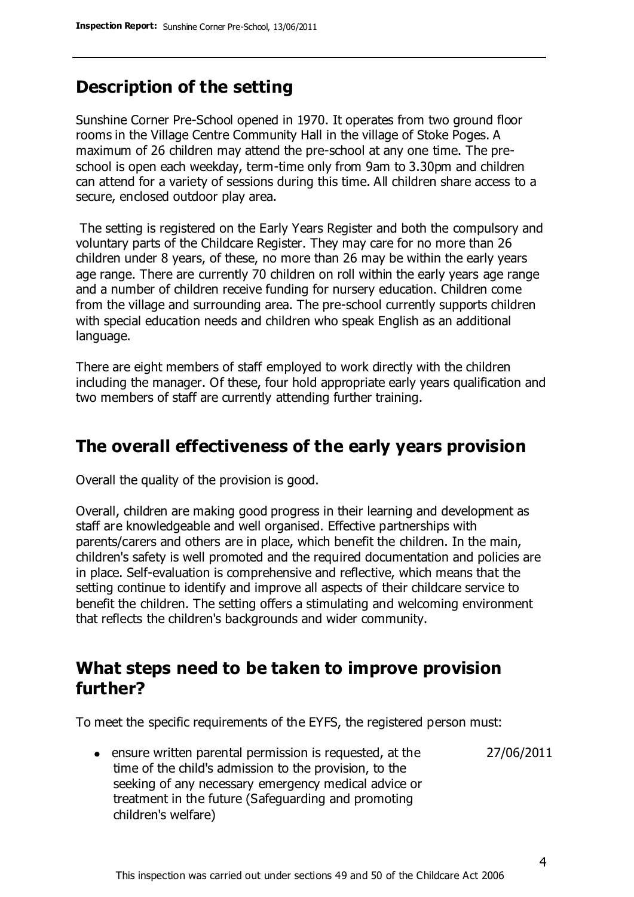## Description of the setting

Sunshine Corner Pre-School opened in 1970. It operates from two ground floor rooms in the Village Centre Community Hall in the village of Stoke Poges. A maximum of 26 children may attend the pre-school at any one time. The pre-school is open each weekday, term-time only from 9am to 3.30pm and children can attend for a variety of sessions during this time. All children share access to a secure, enclosed outdoor play area.

The setting is registered on the Early Years Register and both the compulsory and voluntary parts of the Childcare Register. They may care for no more than 26 children under 8 years, of these, no more than 26 may be within the early years age range. There are currently 70 children on roll within the early years age range and a number of children receive funding for nursery education. Children come from the village and surrounding area. The pre-school currently supports children with special education needs and children who speak English as an additional language.

There are eight members of staff employed to work directly with the children including the manager. Of these, four hold appropriate early years qualification and two members of staff are currently attending further training.

## The overall effectiveness of the early years provision

Overall the quality of the provision is good.

Overall, children are making good progress in their learning and development as staff are knowledgeable and well organised. Effective partnerships with parents/carers and others are in place, which benefit the children. In the main, children's safety is well promoted and the required documentation and policies are in place. Self-evaluation is comprehensive and reflective, which means that the setting continue to identify and improve all aspects of their childcare service to benefit the children. The setting offers a stimulating and welcoming environment that reflects the children's backgrounds and wider community.

## What steps need to be taken to improve provision further?

To meet the specific requirements of the EYFS, the registered person must:

| | |
|---|---|
| - ensure written parental permission is requested, at the time of the child's admission to the provision, to the seeking of any necessary emergency medical advice or treatment in the future (Safeguarding and promoting children's welfare) | 27/06/2011 |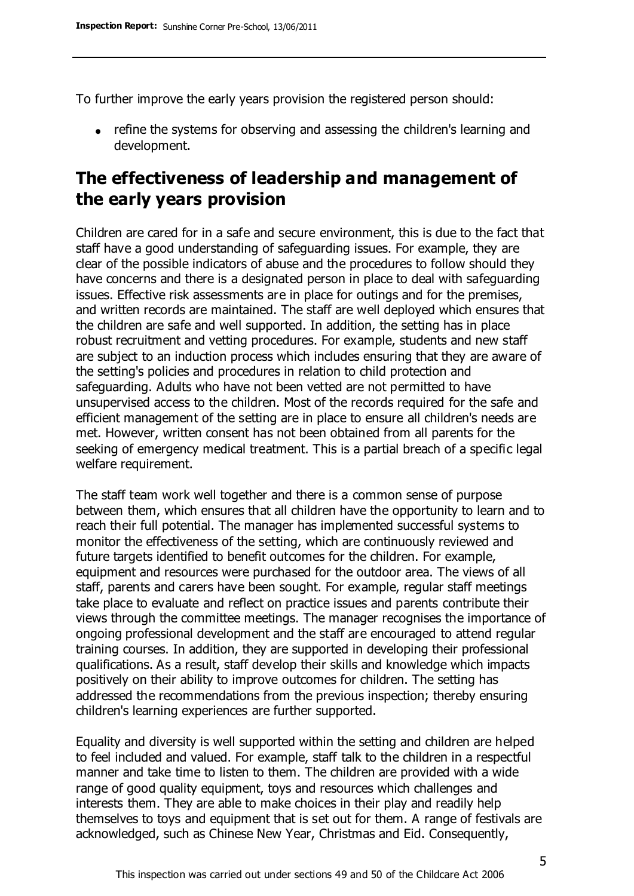To further improve the early years provision the registered person should:

- refine the systems for observing and assessing the children's learning and development.

## The effectiveness of leadership and management of the early years provision

Children are cared for in a safe and secure environment, this is due to the fact that staff have a good understanding of safeguarding issues. For example, they are clear of the possible indicators of abuse and the procedures to follow should they have concerns and there is a designated person in place to deal with safeguarding issues. Effective risk assessments are in place for outings and for the premises, and written records are maintained. The staff are well deployed which ensures that the children are safe and well supported. In addition, the setting has in place robust recruitment and vetting procedures. For example, students and new staff are subject to an induction process which includes ensuring that they are aware of the setting's policies and procedures in relation to child protection and safeguarding. Adults who have not been vetted are not permitted to have unsupervised access to the children. Most of the records required for the safe and efficient management of the setting are in place to ensure all children's needs are met. However, written consent has not been obtained from all parents for the seeking of emergency medical treatment. This is a partial breach of a specific legal welfare requirement.

The staff team work well together and there is a common sense of purpose between them, which ensures that all children have the opportunity to learn and to reach their full potential. The manager has implemented successful systems to monitor the effectiveness of the setting, which are continuously reviewed and future targets identified to benefit outcomes for the children. For example, equipment and resources were purchased for the outdoor area. The views of all staff, parents and carers have been sought. For example, regular staff meetings take place to evaluate and reflect on practice issues and parents contribute their views through the committee meetings. The manager recognises the importance of ongoing professional development and the staff are encouraged to attend regular training courses. In addition, they are supported in developing their professional qualifications. As a result, staff develop their skills and knowledge which impacts positively on their ability to improve outcomes for children. The setting has addressed the recommendations from the previous inspection; thereby ensuring children's learning experiences are further supported.

Equality and diversity is well supported within the setting and children are helped to feel included and valued. For example, staff talk to the children in a respectful manner and take time to listen to them. The children are provided with a wide range of good quality equipment, toys and resources which challenges and interests them. They are able to make choices in their play and readily help themselves to toys and equipment that is set out for them. A range of festivals are acknowledged, such as Chinese New Year, Christmas and Eid. Consequently,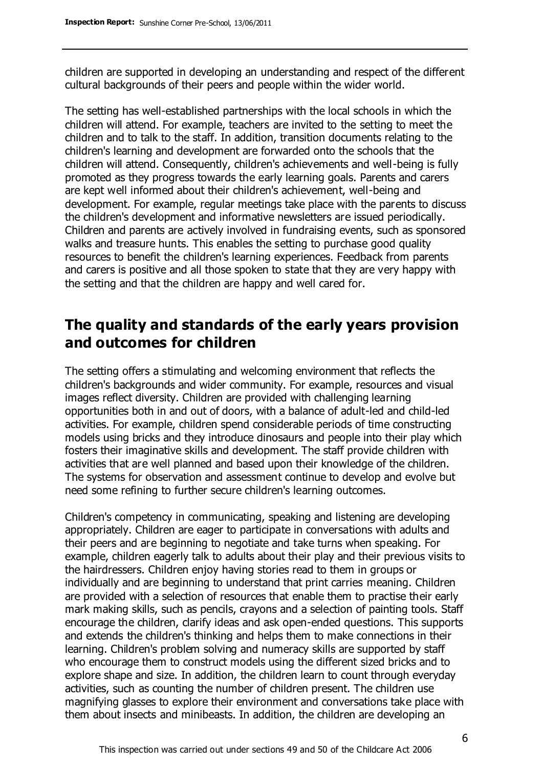children are supported in developing an understanding and respect of the different cultural backgrounds of their peers and people within the wider world.

The setting has well-established partnerships with the local schools in which the children will attend. For example, teachers are invited to the setting to meet the children and to talk to the staff. In addition, transition documents relating to the children's learning and development are forwarded onto the schools that the children will attend. Consequently, children's achievements and well-being is fully promoted as they progress towards the early learning goals. Parents and carers are kept well informed about their children's achievement, well-being and development. For example, regular meetings take place with the parents to discuss the children's development and informative newsletters are issued periodically. Children and parents are actively involved in fundraising events, such as sponsored walks and treasure hunts. This enables the setting to purchase good quality resources to benefit the children's learning experiences. Feedback from parents and carers is positive and all those spoken to state that they are very happy with the setting and that the children are happy and well cared for.

## The quality and standards of the early years provision and outcomes for children

The setting offers a stimulating and welcoming environment that reflects the children's backgrounds and wider community. For example, resources and visual images reflect diversity. Children are provided with challenging learning opportunities both in and out of doors, with a balance of adult-led and child-led activities. For example, children spend considerable periods of time constructing models using bricks and they introduce dinosaurs and people into their play which fosters their imaginative skills and development. The staff provide children with activities that are well planned and based upon their knowledge of the children. The systems for observation and assessment continue to develop and evolve but need some refining to further secure children's learning outcomes.

Children's competency in communicating, speaking and listening are developing appropriately. Children are eager to participate in conversations with adults and their peers and are beginning to negotiate and take turns when speaking. For example, children eagerly talk to adults about their play and their previous visits to the hairdressers. Children enjoy having stories read to them in groups or individually and are beginning to understand that print carries meaning. Children are provided with a selection of resources that enable them to practise their early mark making skills, such as pencils, crayons and a selection of painting tools. Staff encourage the children, clarify ideas and ask open-ended questions. This supports and extends the children's thinking and helps them to make connections in their learning. Children's problem solving and numeracy skills are supported by staff who encourage them to construct models using the different sized bricks and to explore shape and size. In addition, the children learn to count through everyday activities, such as counting the number of children present. The children use magnifying glasses to explore their environment and conversations take place with them about insects and minibeasts. In addition, the children are developing an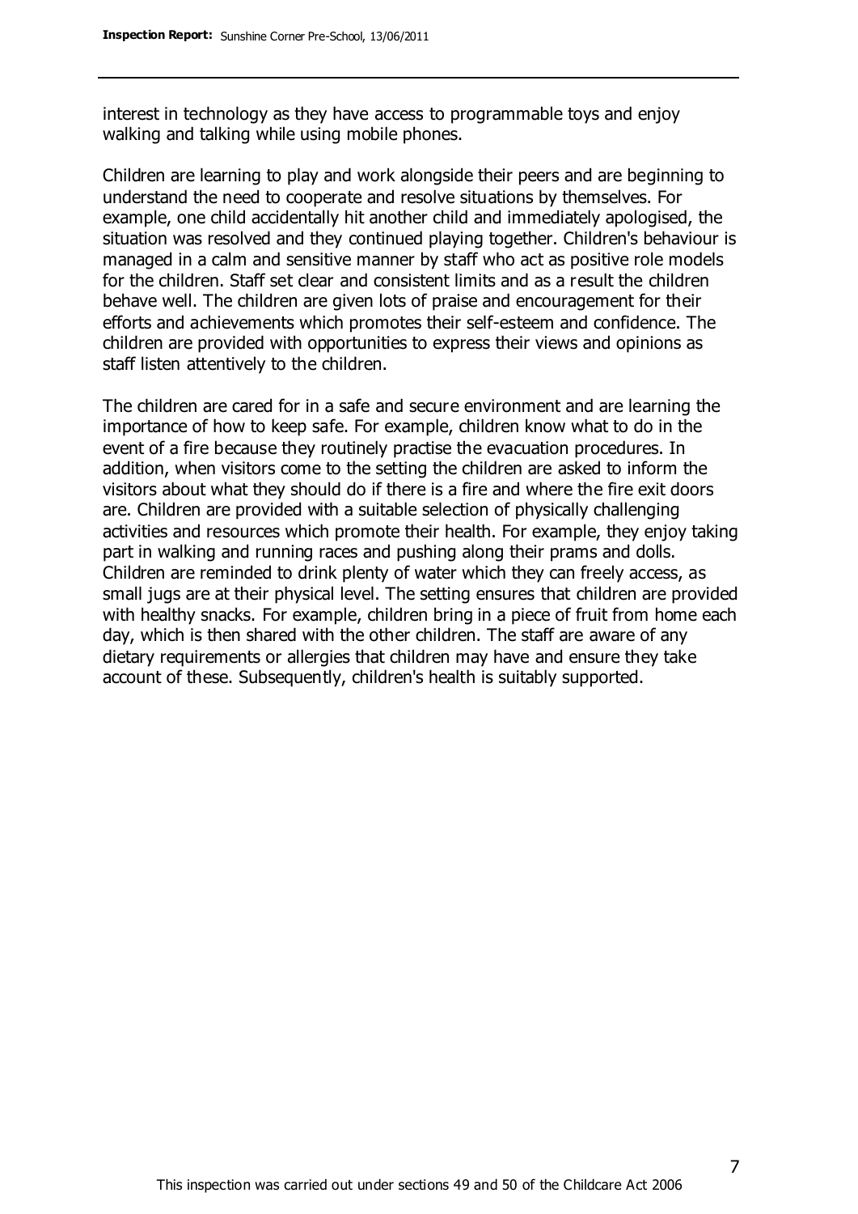interest in technology as they have access to programmable toys and enjoy walking and talking while using mobile phones.

Children are learning to play and work alongside their peers and are beginning to understand the need to cooperate and resolve situations by themselves. For example, one child accidentally hit another child and immediately apologised, the situation was resolved and they continued playing together. Children's behaviour is managed in a calm and sensitive manner by staff who act as positive role models for the children. Staff set clear and consistent limits and as a result the children behave well. The children are given lots of praise and encouragement for their efforts and achievements which promotes their self-esteem and confidence. The children are provided with opportunities to express their views and opinions as staff listen attentively to the children.

The children are cared for in a safe and secure environment and are learning the importance of how to keep safe. For example, children know what to do in the event of a fire because they routinely practise the evacuation procedures. In addition, when visitors come to the setting the children are asked to inform the visitors about what they should do if there is a fire and where the fire exit doors are. Children are provided with a suitable selection of physically challenging activities and resources which promote their health. For example, they enjoy taking part in walking and running races and pushing along their prams and dolls. Children are reminded to drink plenty of water which they can freely access, as small jugs are at their physical level. The setting ensures that children are provided with healthy snacks. For example, children bring in a piece of fruit from home each day, which is then shared with the other children. The staff are aware of any dietary requirements or allergies that children may have and ensure they take account of these. Subsequently, children's health is suitably supported.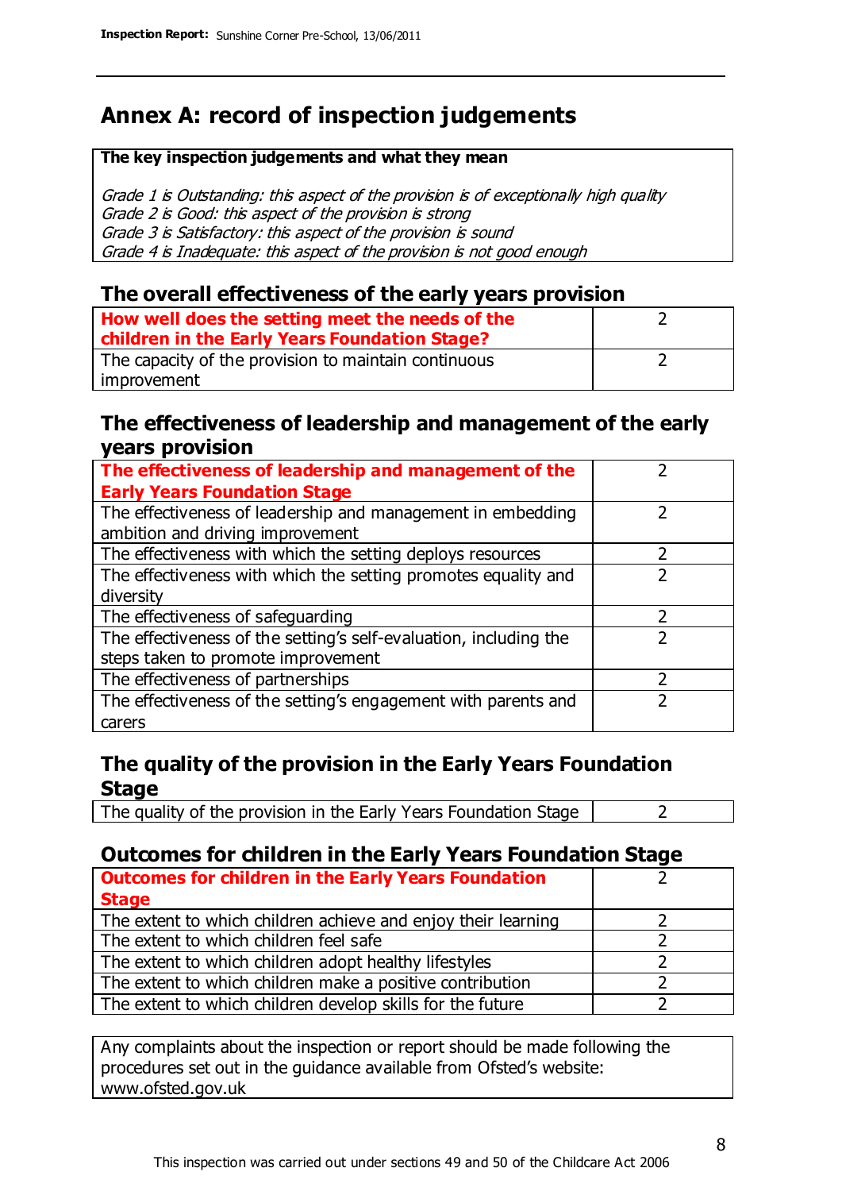# Annex A: record of inspection judgements

**The key inspection judgements and what they mean**

*Grade 1 is Outstanding: this aspect of the provision is of exceptionally high quality*
*Grade 2 is Good: this aspect of the provision is strong*
*Grade 3 is Satisfactory: this aspect of the provision is sound*
*Grade 4 is Inadequate: this aspect of the provision is not good enough*

## The overall effectiveness of the early years provision

| | |
|---|---|
| **How well does the setting meet the needs of the children in the Early Years Foundation Stage?** | 2 |
| The capacity of the provision to maintain continuous improvement | 2 |

## The effectiveness of leadership and management of the early years provision

| | |
|---|---|
| **The effectiveness of leadership and management of the Early Years Foundation Stage** | 2 |
| The effectiveness of leadership and management in embedding ambition and driving improvement | 2 |
| The effectiveness with which the setting deploys resources | 2 |
| The effectiveness with which the setting promotes equality and diversity | 2 |
| The effectiveness of safeguarding | 2 |
| The effectiveness of the setting's self-evaluation, including the steps taken to promote improvement | 2 |
| The effectiveness of partnerships | 2 |
| The effectiveness of the setting's engagement with parents and carers | 2 |

## The quality of the provision in the Early Years Foundation Stage

| | |
|---|---|
| The quality of the provision in the Early Years Foundation Stage | 2 |

## Outcomes for children in the Early Years Foundation Stage

| | |
|---|---|
| **Outcomes for children in the Early Years Foundation Stage** | 2 |
| The extent to which children achieve and enjoy their learning | 2 |
| The extent to which children feel safe | 2 |
| The extent to which children adopt healthy lifestyles | 2 |
| The extent to which children make a positive contribution | 2 |
| The extent to which children develop skills for the future | 2 |

Any complaints about the inspection or report should be made following the procedures set out in the guidance available from Ofsted's website: www.ofsted.gov.uk

This inspection was carried out under sections 49 and 50 of the Childcare Act 2006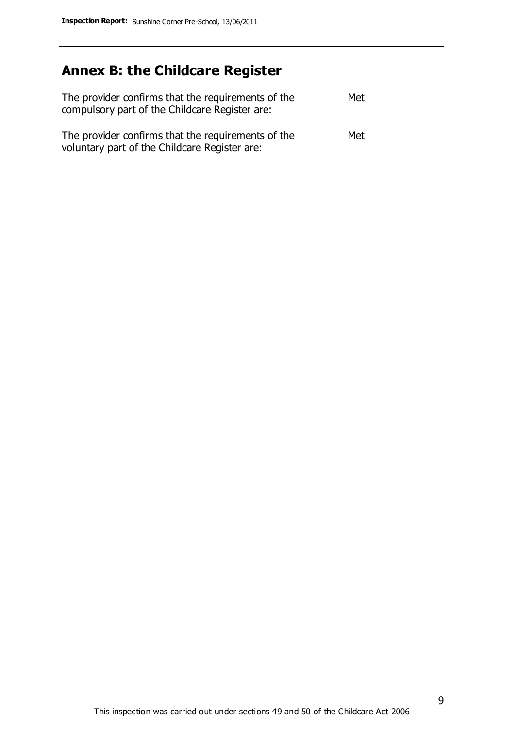## Annex B: the Childcare Register

| | |
|---|---|
| The provider confirms that the requirements of the compulsory part of the Childcare Register are: | Met |
| The provider confirms that the requirements of the voluntary part of the Childcare Register are: | Met |

This inspection was carried out under sections 49 and 50 of the Childcare Act 2006